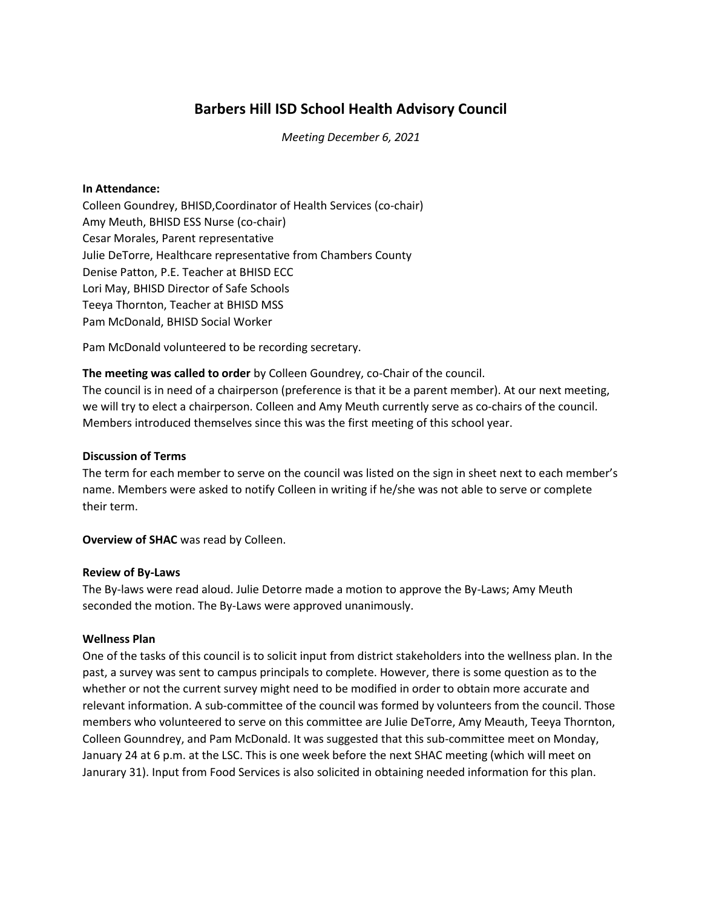# Barbers Hill ISD School Health Advisory Council

*Meeting December 6, 2021*

**In Attendance:**
Colleen Goundrey, BHISD,Coordinator of Health Services (co-chair)
Amy Meuth, BHISD ESS Nurse (co-chair)
Cesar Morales, Parent representative
Julie DeTorre, Healthcare representative from Chambers County
Denise Patton, P.E. Teacher at BHISD ECC
Lori May, BHISD Director of Safe Schools
Teeya Thornton, Teacher at BHISD MSS
Pam McDonald, BHISD Social Worker

Pam McDonald volunteered to be recording secretary.

**The meeting was called to order** by Colleen Goundrey, co-Chair of the council.
The council is in need of a chairperson (preference is that it be a parent member). At our next meeting, we will try to elect a chairperson. Colleen and Amy Meuth currently serve as co-chairs of the council. Members introduced themselves since this was the first meeting of this school year.

**Discussion of Terms**
The term for each member to serve on the council was listed on the sign in sheet next to each member's name. Members were asked to notify Colleen in writing if he/she was not able to serve or complete their term.

**Overview of SHAC** was read by Colleen.

**Review of By-Laws**
The By-laws were read aloud. Julie Detorre made a motion to approve the By-Laws; Amy Meuth seconded the motion. The By-Laws were approved unanimously.

**Wellness Plan**
One of the tasks of this council is to solicit input from district stakeholders into the wellness plan. In the past, a survey was sent to campus principals to complete. However, there is some question as to the whether or not the current survey might need to be modified in order to obtain more accurate and relevant information. A sub-committee of the council was formed by volunteers from the council. Those members who volunteered to serve on this committee are Julie DeTorre, Amy Meauth, Teeya Thornton, Colleen Gounndrey, and Pam McDonald. It was suggested that this sub-committee meet on Monday, January 24 at 6 p.m. at the LSC. This is one week before the next SHAC meeting (which will meet on Janurary 31). Input from Food Services is also solicited in obtaining needed information for this plan.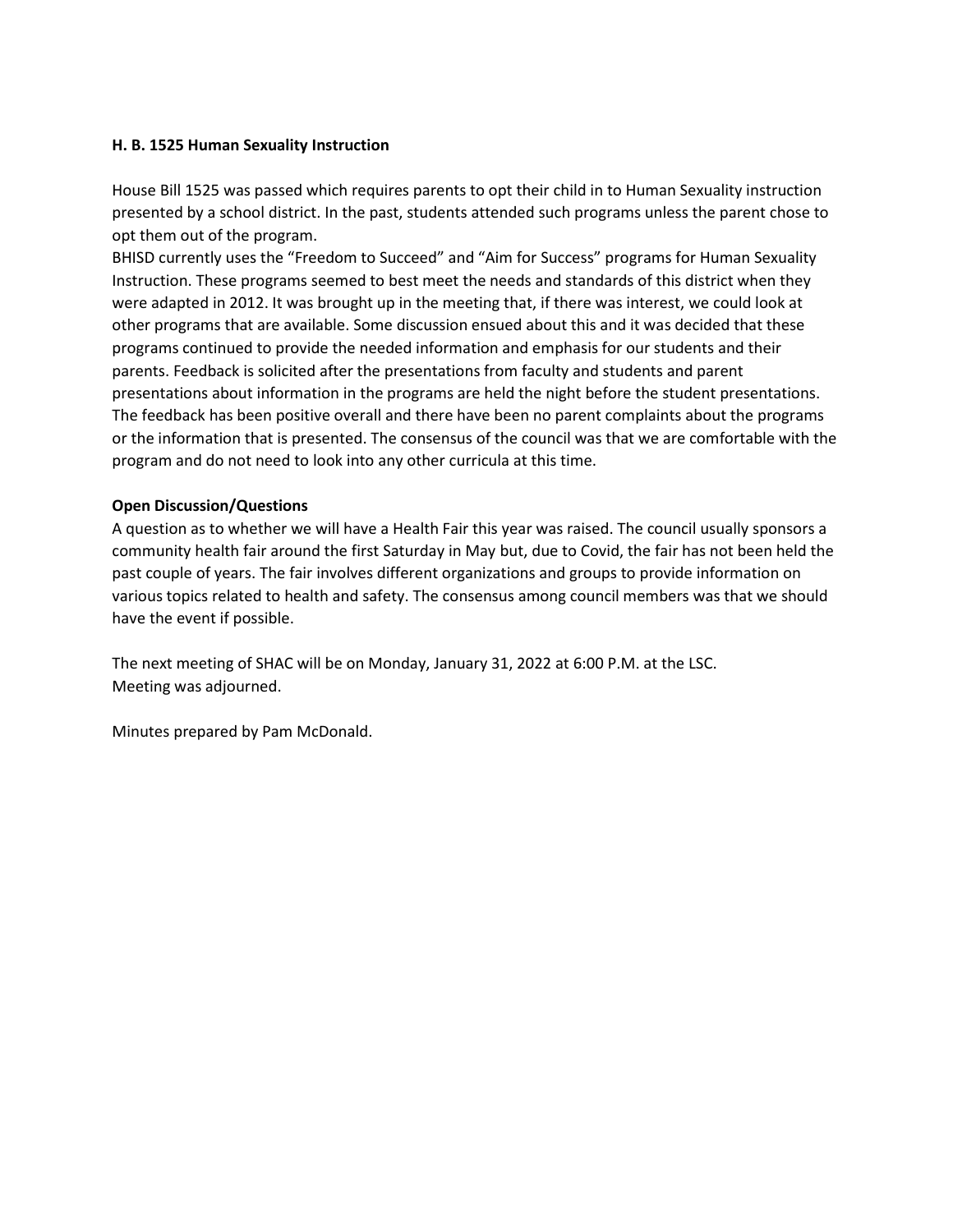**H. B. 1525 Human Sexuality Instruction**

House Bill 1525 was passed which requires parents to opt their child in to Human Sexuality instruction presented by a school district. In the past, students attended such programs unless the parent chose to opt them out of the program.
BHISD currently uses the "Freedom to Succeed" and "Aim for Success" programs for Human Sexuality Instruction. These programs seemed to best meet the needs and standards of this district when they were adapted in 2012. It was brought up in the meeting that, if there was interest, we could look at other programs that are available. Some discussion ensued about this and it was decided that these programs continued to provide the needed information and emphasis for our students and their parents. Feedback is solicited after the presentations from faculty and students and parent presentations about information in the programs are held the night before the student presentations. The feedback has been positive overall and there have been no parent complaints about the programs or the information that is presented. The consensus of the council was that we are comfortable with the program and do not need to look into any other curricula at this time.

**Open Discussion/Questions**
A question as to whether we will have a Health Fair this year was raised. The council usually sponsors a community health fair around the first Saturday in May but, due to Covid, the fair has not been held the past couple of years. The fair involves different organizations and groups to provide information on various topics related to health and safety. The consensus among council members was that we should have the event if possible.

The next meeting of SHAC will be on Monday, January 31, 2022 at 6:00 P.M. at the LSC.
Meeting was adjourned.

Minutes prepared by Pam McDonald.